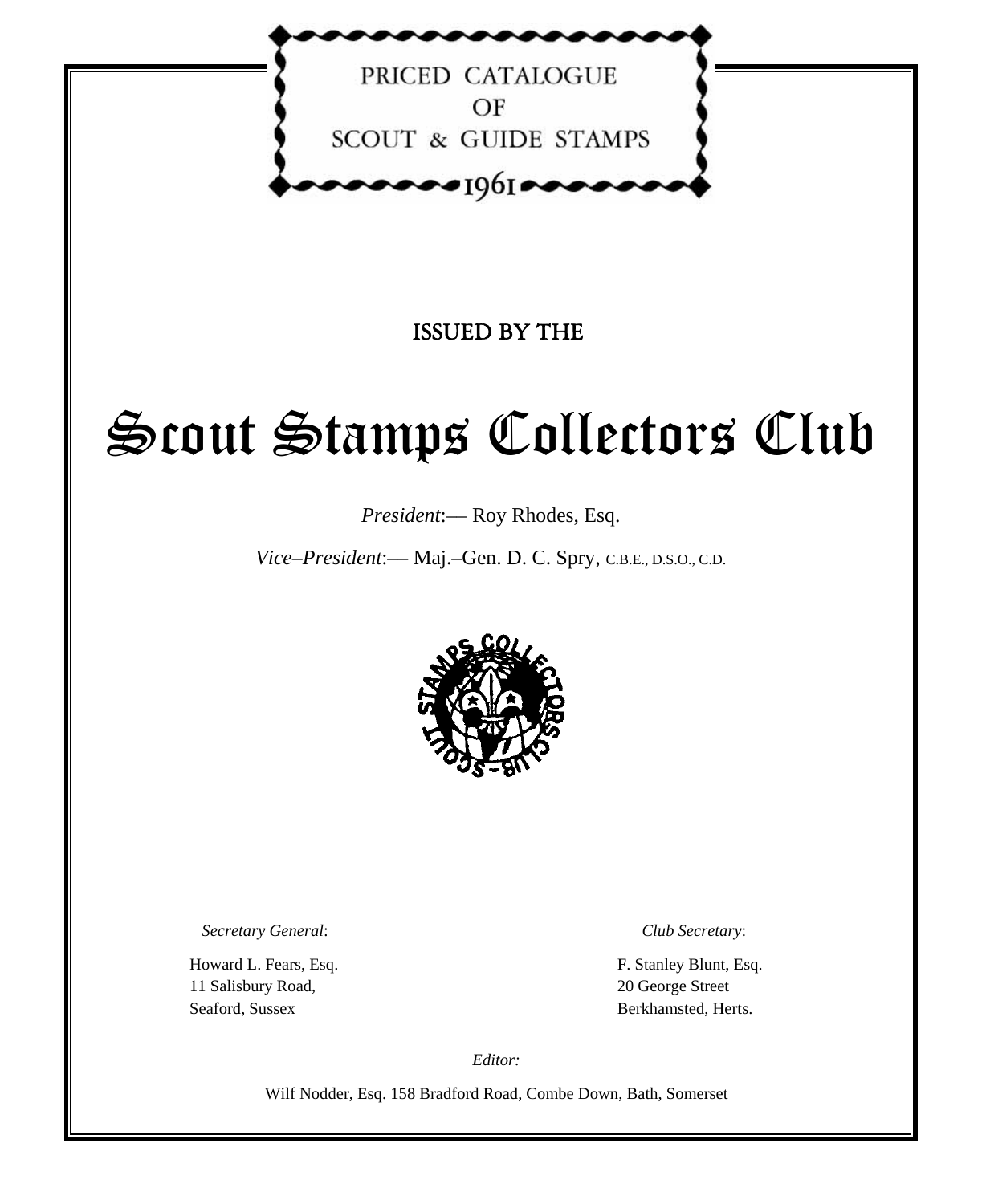# PRICED CATALOGUE OF SCOUT & GUIDE STAMPS 1961

ISSUED BY THE

# Scout Stamps Collectors Club

*President*:— Roy Rhodes, Esq.

*Vice–President*:— Maj.–Gen. D. C. Spry, C.B.E., D.S.O., C.D.

*Secretary General*:

Howard L. Fears, Esq.
11 Salisbury Road,
Seaford, Sussex

*Club Secretary*:

F. Stanley Blunt, Esq.
20 George Street
Berkhamsted, Herts.

*Editor:*

Wilf Nodder, Esq. 158 Bradford Road, Combe Down, Bath, Somerset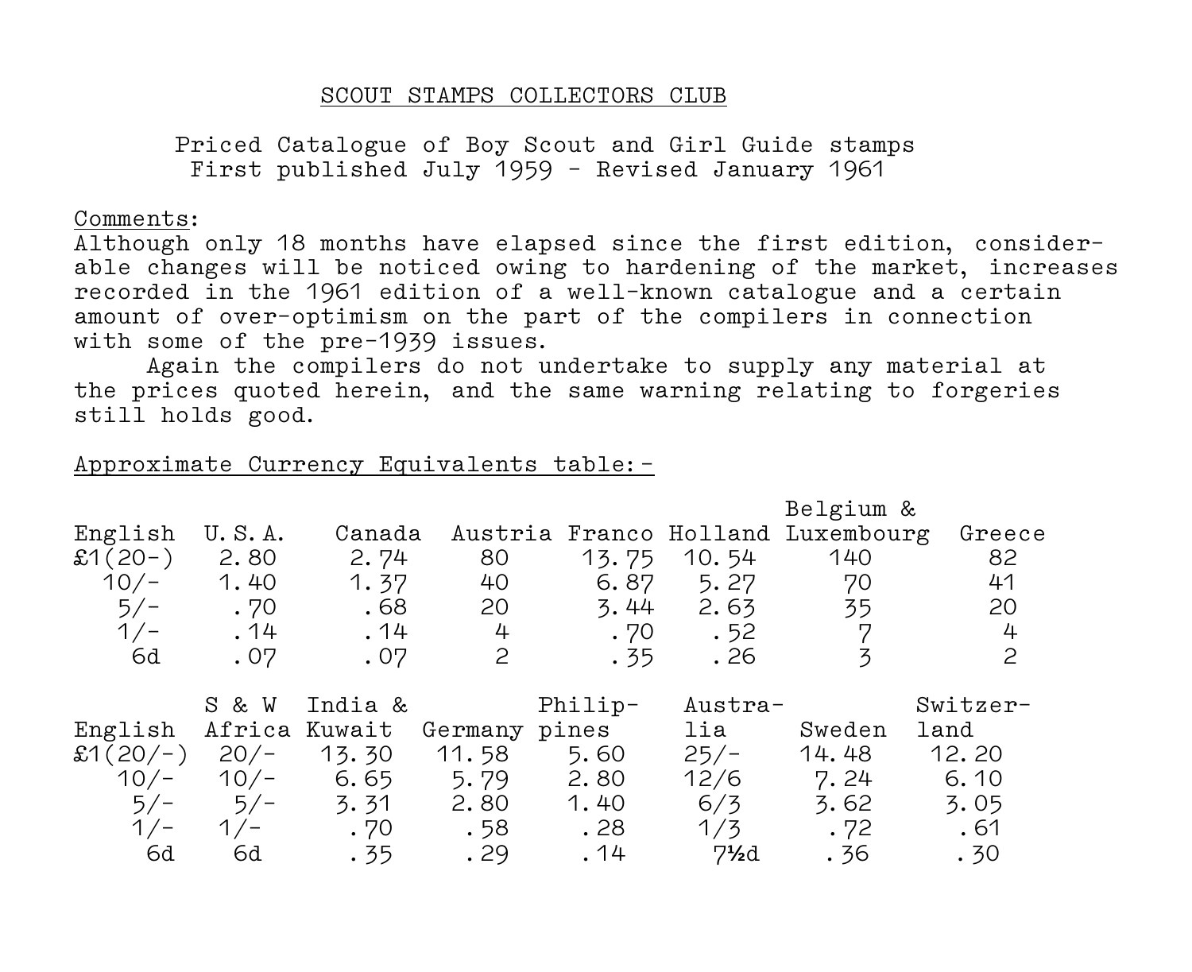# SCOUT STAMPS COLLECTORS CLUB

Priced Catalogue of Boy Scout and Girl Guide stamps
First published July 1959 - Revised January 1961

Comments:
Although only 18 months have elapsed since the first edition, considerable changes will be noticed owing to hardening of the market, increases recorded in the 1961 edition of a well-known catalogue and a certain amount of over-optimism on the part of the compilers in connection with some of the pre-1939 issues.

Again the compilers do not undertake to supply any material at the prices quoted herein, and the same warning relating to forgeries still holds good.

Approximate Currency Equivalents table:-

| English | U.S.A. | Canada | Austria | Franco | Holland | Belgium & Luxembourg | Greece |
|---|---|---|---|---|---|---|---|
| £1(20-) | 2.80 | 2.74 | 80 | 13.75 | 10.54 | 140 | 82 |
| 10/- | 1.40 | 1.37 | 40 | 6.87 | 5.27 | 70 | 41 |
| 5/- | .70 | .68 | 20 | 3.44 | 2.63 | 35 | 20 |
| 1/- | .14 | .14 | 4 | .70 | .52 | 7 | 4 |
| 6d | .07 | .07 | 2 | .35 | .26 | 3 | 2 |

| English | S & W Africa | India & Kuwait | Germany | Philippines | Australia | Sweden | Switzerland |
|---|---|---|---|---|---|---|---|
| £1(20/-) | 20/- | 13.30 | 11.58 | 5.60 | 25/- | 14.48 | 12.20 |
| 10/- | 10/- | 6.65 | 5.79 | 2.80 | 12/6 | 7.24 | 6.10 |
| 5/- | 5/- | 3.31 | 2.80 | 1.40 | 6/3 | 3.62 | 3.05 |
| 1/- | 1/- | .70 | .58 | .28 | 1/3 | .72 | .61 |
| 6d | 6d | .35 | .29 | .14 | 7½d | .36 | .30 |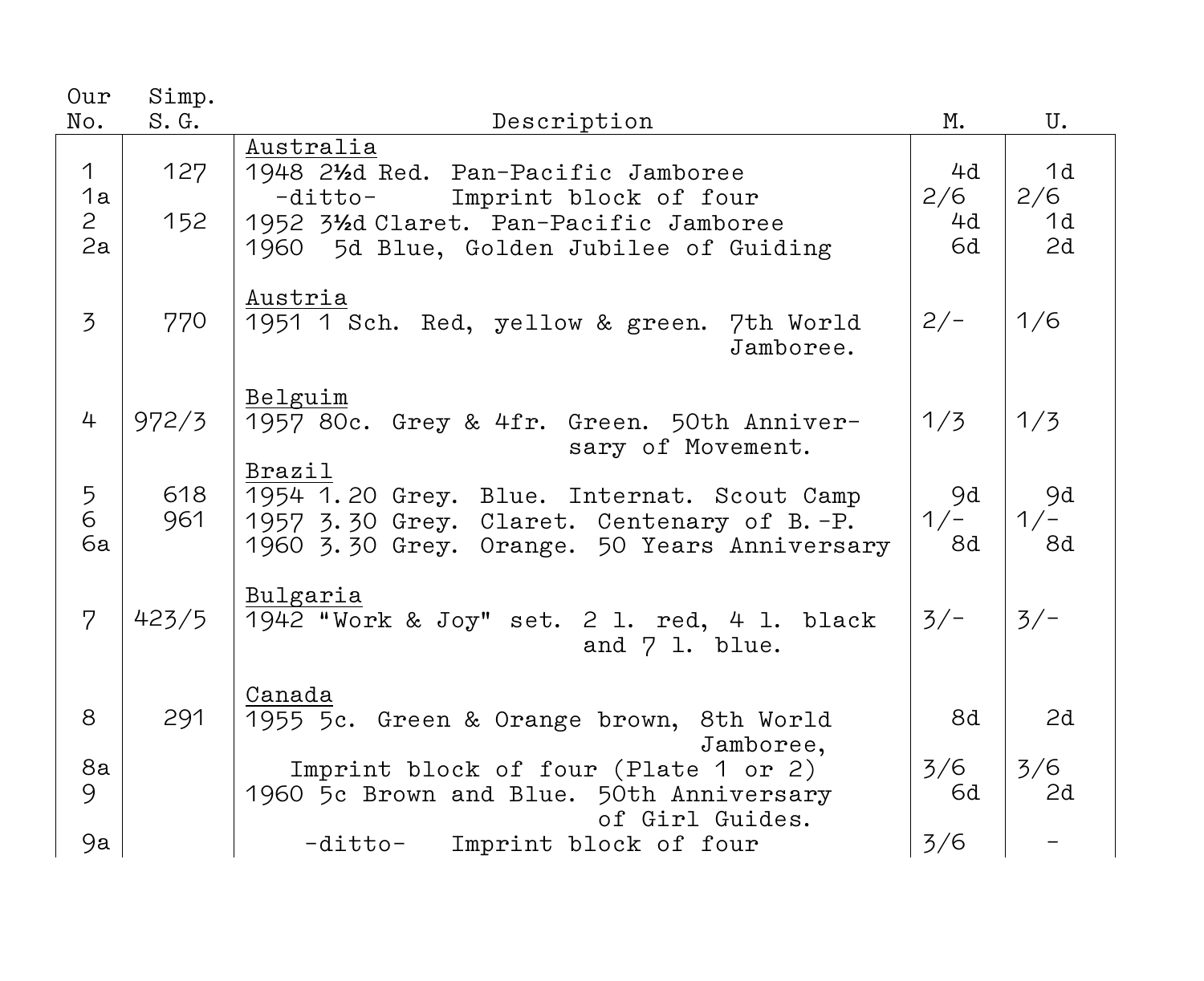| Our No. | Simp. S.G. | Description | M. | U. |
|---|---|---|---|---|
| | | <u>Australia</u> | | |
| 1 | 127 | 1948 2½d Red. Pan-Pacific Jamboree | 4d | 1d |
| 1a | | -ditto- Imprint block of four | 2/6 | 2/6 |
| 2 | 152 | 1952 3½d Claret. Pan-Pacific Jamboree | 4d | 1d |
| 2a | | 1960 5d Blue, Golden Jubilee of Guiding | 6d | 2d |
| | | <u>Austria</u> | | |
| 3 | 770 | 1951 1 Sch. Red, yellow & green. 7th World Jamboree. | 2/- | 1/6 |
| | | <u>Belguim</u> | | |
| 4 | 972/3 | 1957 80c. Grey & 4fr. Green. 50th Anniversary of Movement. | 1/3 | 1/3 |
| | | <u>Brazil</u> | | |
| 5 | 618 | 1954 1.20 Grey. Blue. Internat. Scout Camp | 9d | 9d |
| 6 | 961 | 1957 3.30 Grey. Claret. Centenary of B.-P. | 1/- | 1/- |
| 6a | | 1960 3.30 Grey. Orange. 50 Years Anniversary | 8d | 8d |
| | | <u>Bulgaria</u> | | |
| 7 | 423/5 | 1942 "Work & Joy" set. 2 l. red, 4 l. black and 7 l. blue. | 3/- | 3/- |
| | | <u>Canada</u> | | |
| 8 | 291 | 1955 5c. Green & Orange brown, 8th World Jamboree, | 8d | 2d |
| 8a | | Imprint block of four (Plate 1 or 2) | 3/6 | 3/6 |
| 9 | | 1960 5c Brown and Blue. 50th Anniversary of Girl Guides. | 6d | 2d |
| 9a | | -ditto- Imprint block of four | 3/6 | - |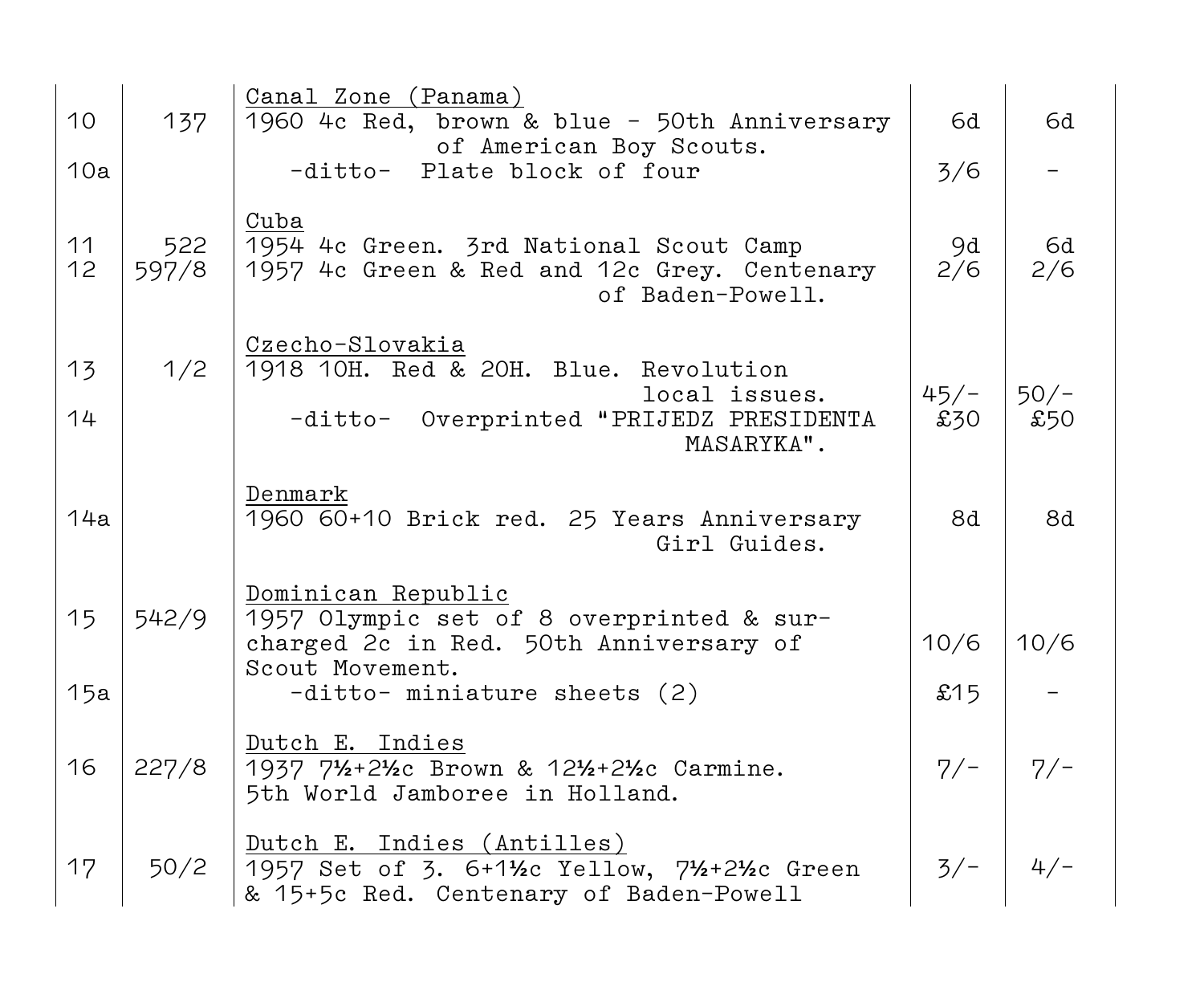| | | | | |
|---|---|---|---|---|
| | | <u>Canal Zone (Panama)</u> | | |
| 10 | 137 | 1960 4c Red, brown & blue - 50th Anniversary of American Boy Scouts. | 6d | 6d |
| 10a | | -ditto- Plate block of four | 3/6 | - |
| | | <u>Cuba</u> | | |
| 11 | 522 | 1954 4c Green. 3rd National Scout Camp | 9d | 6d |
| 12 | 597/8 | 1957 4c Green & Red and 12c Grey. Centenary of Baden-Powell. | 2/6 | 2/6 |
| | | <u>Czecho-Slovakia</u> | | |
| 13 | 1/2 | 1918 10H. Red & 20H. Blue. Revolution local issues. | 45/- | 50/- |
| 14 | | -ditto- Overprinted "PRIJEDZ PRESIDENTA MASARYKA". | £30 | £50 |
| | | <u>Denmark</u> | | |
| 14a | | 1960 60+10 Brick red. 25 Years Anniversary Girl Guides. | 8d | 8d |
| | | <u>Dominican Republic</u> | | |
| 15 | 542/9 | 1957 Olympic set of 8 overprinted & surcharged 2c in Red. 50th Anniversary of Scout Movement. | 10/6 | 10/6 |
| 15a | | -ditto- miniature sheets (2) | £15 | - |
| | | <u>Dutch E. Indies</u> | | |
| 16 | 227/8 | 1937 7½+2½c Brown & 12½+2½c Carmine. 5th World Jamboree in Holland. | 7/- | 7/- |
| | | <u>Dutch E. Indies (Antilles)</u> | | |
| 17 | 50/2 | 1957 Set of 3. 6+1½c Yellow, 7½+2½c Green & 15+5c Red. Centenary of Baden-Powell | 3/- | 4/- |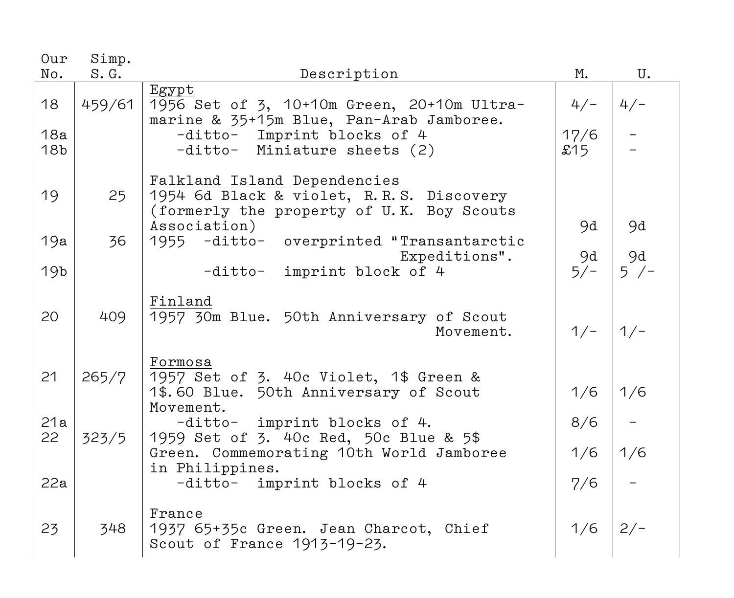| Our No. | Simp. S.G. | Description | M. | U. |
|---|---|---|---|---|
| | | <u>Egypt</u> | | |
| 18 | 459/61 | 1956 Set of 3, 10+10m Green, 20+10m Ultramarine & 35+15m Blue, Pan-Arab Jamboree. | 4/- | 4/- |
| 18a | | -ditto- Imprint blocks of 4 | 17/6 | - |
| 18b | | -ditto- Miniature sheets (2) | £15 | - |
| | | <u>Falkland Island Dependencies</u> | | |
| 19 | 25 | 1954 6d Black & violet, R.R.S. Discovery (formerly the property of U.K. Boy Scouts Association) | 9d | 9d |
| 19a | 36 | 1955 -ditto- overprinted "Transantarctic Expeditions". | 9d | 9d |
| 19b | | -ditto- imprint block of 4 | 5/- | 5 /- |
| | | <u>Finland</u> | | |
| 20 | 409 | 1957 30m Blue. 50th Anniversary of Scout Movement. | 1/- | 1/- |
| | | <u>Formosa</u> | | |
| 21 | 265/7 | 1957 Set of 3. 40c Violet, 1$ Green & 1$.60 Blue. 50th Anniversary of Scout Movement. | 1/6 | 1/6 |
| 21a | | -ditto- imprint blocks of 4. | 8/6 | - |
| 22 | 323/5 | 1959 Set of 3. 40c Red, 50c Blue & 5$ Green. Commemorating 10th World Jamboree in Philippines. | 1/6 | 1/6 |
| 22a | | -ditto- imprint blocks of 4 | 7/6 | - |
| | | <u>France</u> | | |
| 23 | 348 | 1937 65+35c Green. Jean Charcot, Chief Scout of France 1913-19-23. | 1/6 | 2/- |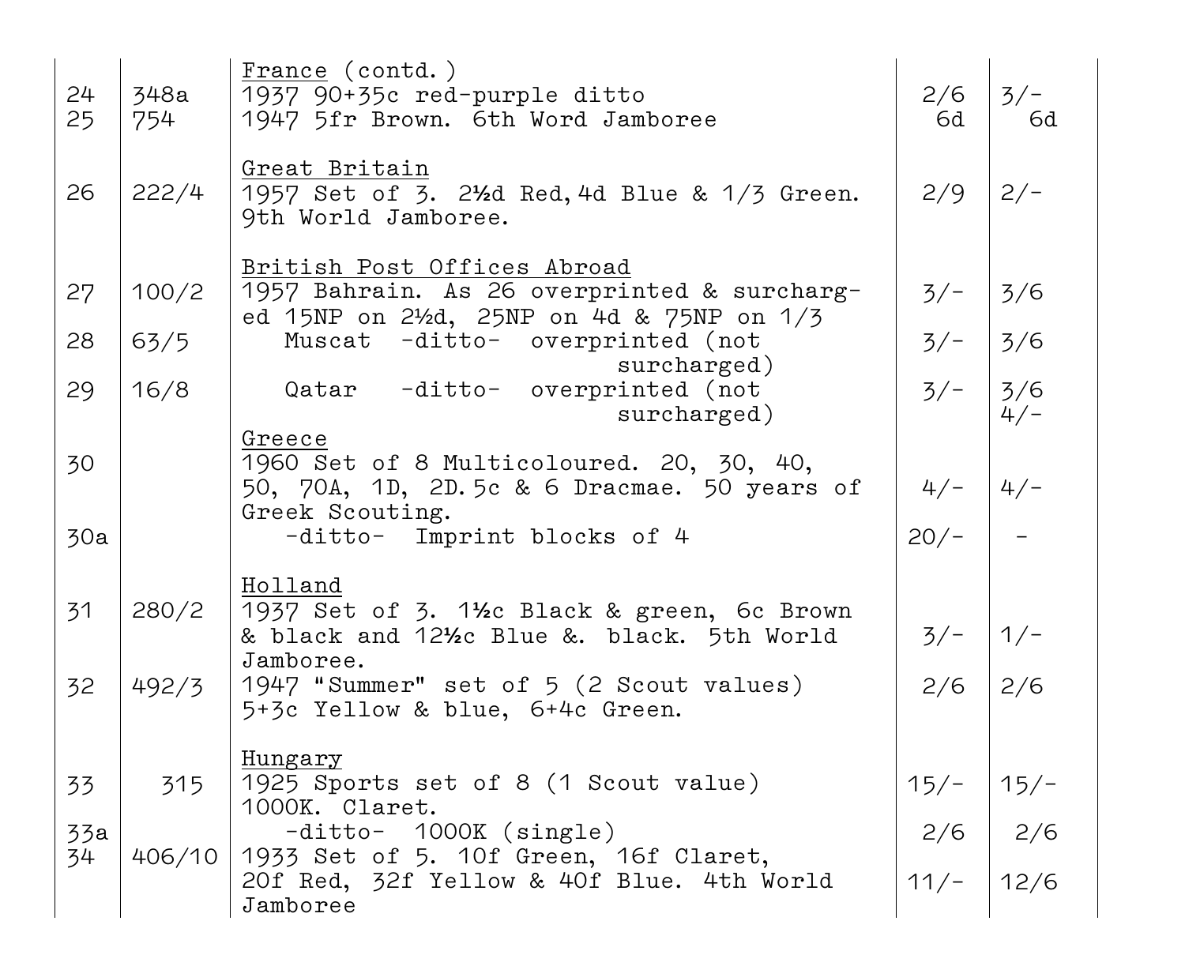| | | | | |
|---|---|---|---|---|
| | | France (contd.) | | |
| 24 | 348a | 1937 90+35c red-purple ditto | 2/6 | 3/- |
| 25 | 754 | 1947 5fr Brown. 6th Word Jamboree | 6d | 6d |
| | | Great Britain | | |
| 26 | 222/4 | 1957 Set of 3. 2½d Red, 4d Blue & 1/3 Green. 9th World Jamboree. | 2/9 | 2/- |
| | | British Post Offices Abroad | | |
| 27 | 100/2 | 1957 Bahrain. As 26 overprinted & surcharged 15NP on 2½d, 25NP on 4d & 75NP on 1/3 | 3/- | 3/6 |
| 28 | 63/5 | Muscat -ditto- overprinted (not surcharged) | 3/- | 3/6 |
| 29 | 16/8 | Qatar -ditto- overprinted (not surcharged) | 3/- | 3/6 4/- |
| | | Greece | | |
| 30 | | 1960 Set of 8 Multicoloured. 20, 30, 40, 50, 70A, 1D, 2D.5c & 6 Dracmae. 50 years of Greek Scouting. | 4/- | 4/- |
| 30a | | -ditto- Imprint blocks of 4 | 20/- | - |
| | | Holland | | |
| 31 | 280/2 | 1937 Set of 3. 1½c Black & green, 6c Brown & black and 12½c Blue &. black. 5th World Jamboree. | 3/- | 1/- |
| 32 | 492/3 | 1947 "Summer" set of 5 (2 Scout values) 5+3c Yellow & blue, 6+4c Green. | 2/6 | 2/6 |
| | | Hungary | | |
| 33 | 315 | 1925 Sports set of 8 (1 Scout value) 1000K. Claret. | 15/- | 15/- |
| 33a | | -ditto- 1000K (single) | 2/6 | 2/6 |
| 34 | 406/10 | 1933 Set of 5. 10f Green, 16f Claret, 20f Red, 32f Yellow & 40f Blue. 4th World Jamboree | 11/- | 12/6 |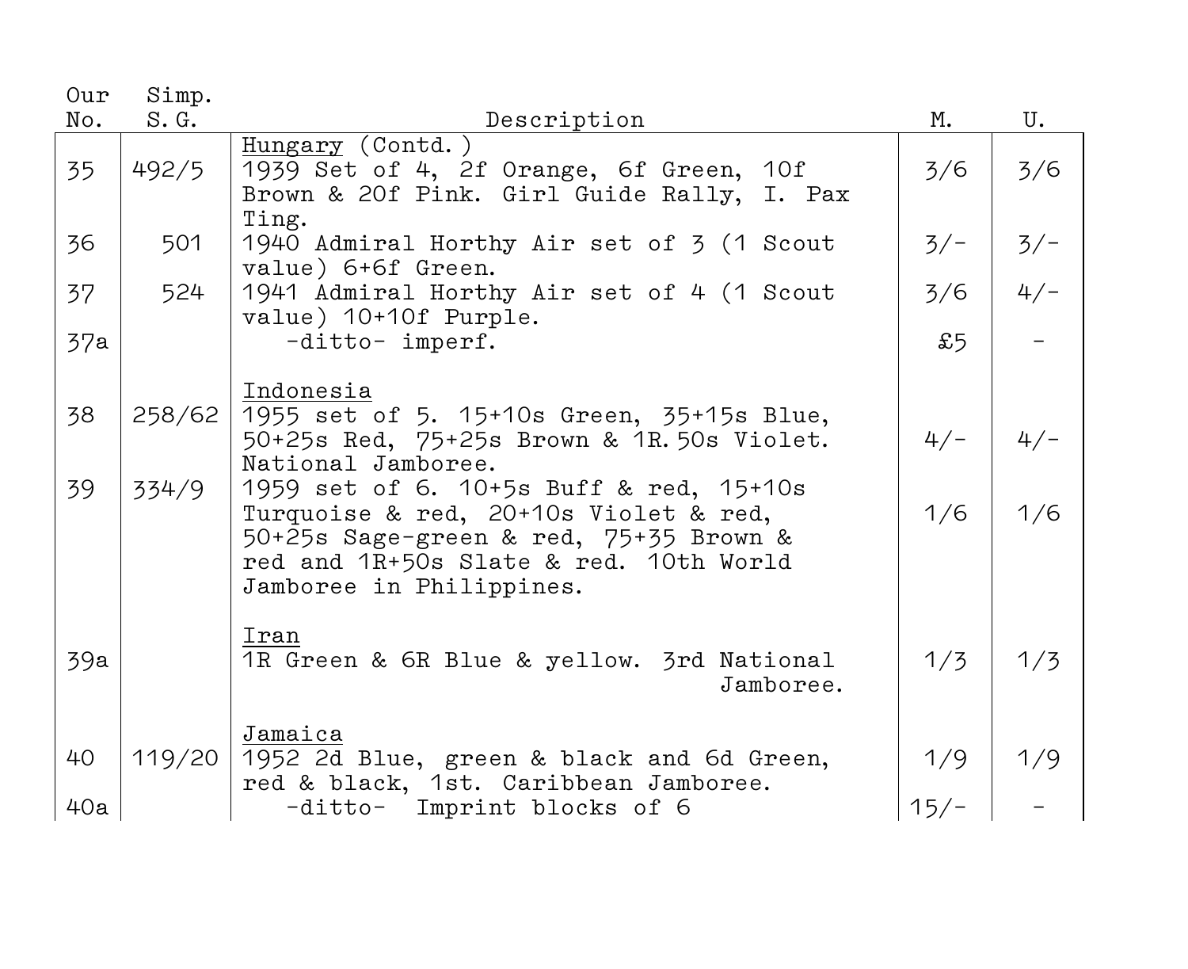| Our No. | Simp. S.G. | Description | M. | U. |
|---|---|---|---|---|
| | | Hungary (Contd.) | | |
| 35 | 492/5 | 1939 Set of 4, 2f Orange, 6f Green, 10f Brown & 20f Pink. Girl Guide Rally, I. Pax Ting. | 3/6 | 3/6 |
| 36 | 501 | 1940 Admiral Horthy Air set of 3 (1 Scout value) 6+6f Green. | 3/- | 3/- |
| 37 | 524 | 1941 Admiral Horthy Air set of 4 (1 Scout value) 10+10f Purple. | 3/6 | 4/- |
| 37a | | -ditto- imperf. | £5 | - |
| | | Indonesia | | |
| 38 | 258/62 | 1955 set of 5. 15+10s Green, 35+15s Blue, 50+25s Red, 75+25s Brown & 1R.50s Violet. National Jamboree. | 4/- | 4/- |
| 39 | 334/9 | 1959 set of 6. 10+5s Buff & red, 15+10s Turquoise & red, 20+10s Violet & red, 50+25s Sage-green & red, 75+35 Brown & red and 1R+50s Slate & red. 10th World Jamboree in Philippines. | 1/6 | 1/6 |
| | | Iran | | |
| 39a | | 1R Green & 6R Blue & yellow. 3rd National Jamboree. | 1/3 | 1/3 |
| | | Jamaica | | |
| 40 | 119/20 | 1952 2d Blue, green & black and 6d Green, red & black, 1st. Caribbean Jamboree. | 1/9 | 1/9 |
| 40a | | -ditto- Imprint blocks of 6 | 15/- | - |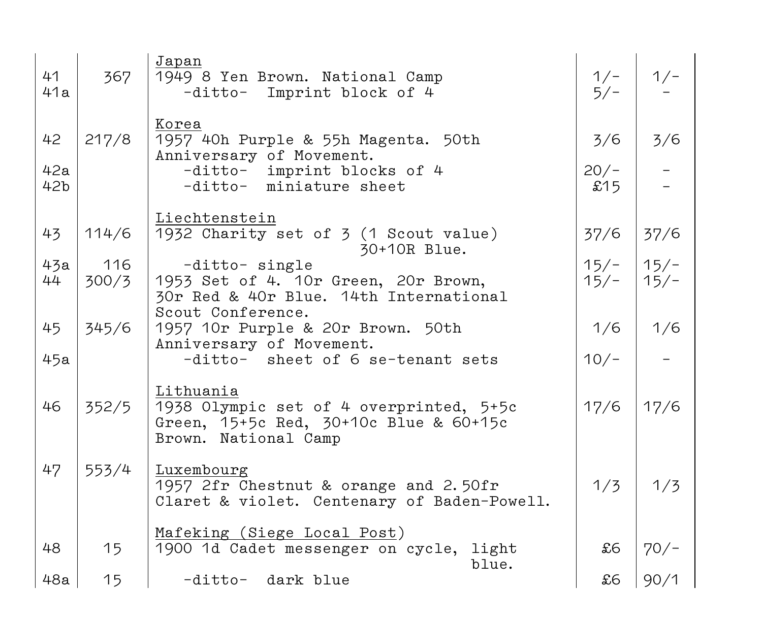| | | | | |
|---|---|---|---|---|
| | | Japan | | |
| 41 | 367 | 1949 8 Yen Brown. National Camp | 1/- | 1/- |
| 41a | | -ditto- Imprint block of 4 | 5/- | - |
| | | Korea | | |
| 42 | 217/8 | 1957 40h Purple & 55h Magenta. 50th Anniversary of Movement. | 3/6 | 3/6 |
| 42a | | -ditto- imprint blocks of 4 | 20/- | - |
| 42b | | -ditto- miniature sheet | £15 | - |
| | | Liechtenstein | | |
| 43 | 114/6 | 1932 Charity set of 3 (1 Scout value) 30+10R Blue. | 37/6 | 37/6 |
| 43a | 116 | -ditto- single | 15/- | 15/- |
| 44 | 300/3 | 1953 Set of 4. 10r Green, 20r Brown, 30r Red & 40r Blue. 14th International Scout Conference. | 15/- | 15/- |
| 45 | 345/6 | 1957 10r Purple & 20r Brown. 50th Anniversary of Movement. | 1/6 | 1/6 |
| 45a | | -ditto- sheet of 6 se-tenant sets | 10/- | - |
| | | Lithuania | | |
| 46 | 352/5 | 1938 Olympic set of 4 overprinted, 5+5c Green, 15+5c Red, 30+10c Blue & 60+15c Brown. National Camp | 17/6 | 17/6 |
| 47 | 553/4 | Luxembourg<br>1957 2fr Chestnut & orange and 2.50fr Claret & violet. Centenary of Baden-Powell. | 1/3 | 1/3 |
| | | Mafeking (Siege Local Post) | | |
| 48 | 15 | 1900 1d Cadet messenger on cycle, light blue. | £6 | 70/- |
| 48a | 15 | -ditto- dark blue | £6 | 90/1 |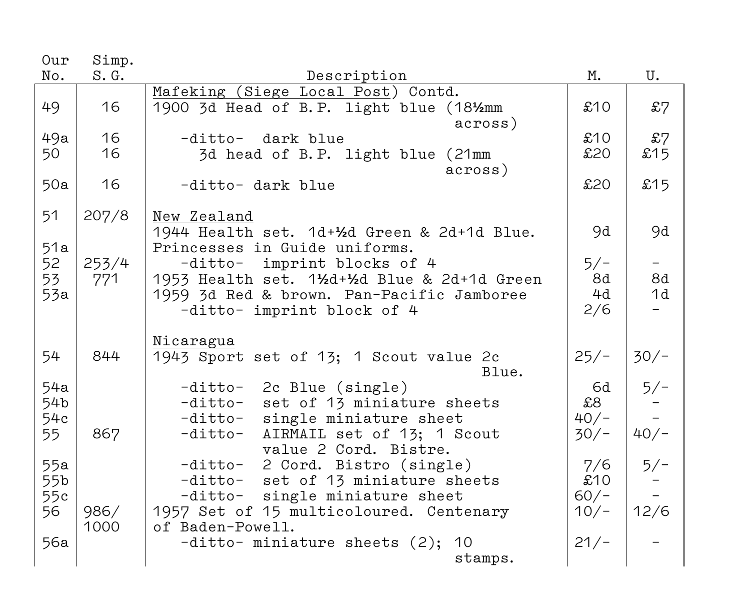| Our No. | Simp. S.G. | Description | M. | U. |
|---|---|---|---|---|
| | | Mafeking (Siege Local Post) Contd. | | |
| 49 | 16 | 1900 3d Head of B.P. light blue (18½mm across) | £10 | £7 |
| 49a | 16 | -ditto- dark blue | £10 | £7 |
| 50 | 16 | 3d head of B.P. light blue (21mm across) | £20 | £15 |
| 50a | 16 | -ditto- dark blue | £20 | £15 |
| 51 | 207/8 | New Zealand | | |
| | | 1944 Health set. 1d+½d Green & 2d+1d Blue. | 9d | 9d |
| 51a | | Princesses in Guide uniforms. | | |
| 52 | 253/4 | -ditto- imprint blocks of 4 | 5/- | - |
| 53 | 771 | 1953 Health set. 1½d+½d Blue & 2d+1d Green | 8d | 8d |
| 53a | | 1959 3d Red & brown. Pan-Pacific Jamboree | 4d | 1d |
| | | -ditto- imprint block of 4 | 2/6 | - |
| | | Nicaragua | | |
| 54 | 844 | 1943 Sport set of 13; 1 Scout value 2c Blue. | 25/- | 30/- |
| 54a | | -ditto- 2c Blue (single) | 6d | 5/- |
| 54b | | -ditto- set of 13 miniature sheets | £8 | - |
| 54c | | -ditto- single miniature sheet | 40/- | - |
| 55 | 867 | -ditto- AIRMAIL set of 13; 1 Scout value 2 Cord. Bistre. | 30/- | 40/- |
| 55a | | -ditto- 2 Cord. Bistro (single) | 7/6 | 5/- |
| 55b | | -ditto- set of 13 miniature sheets | £10 | - |
| 55c | | -ditto- single miniature sheet | 60/- | - |
| 56 | 986/1000 | 1957 Set of 15 multicoloured. Centenary of Baden-Powell. | 10/- | 12/6 |
| 56a | | -ditto- miniature sheets (2); 10 stamps. | 21/- | - |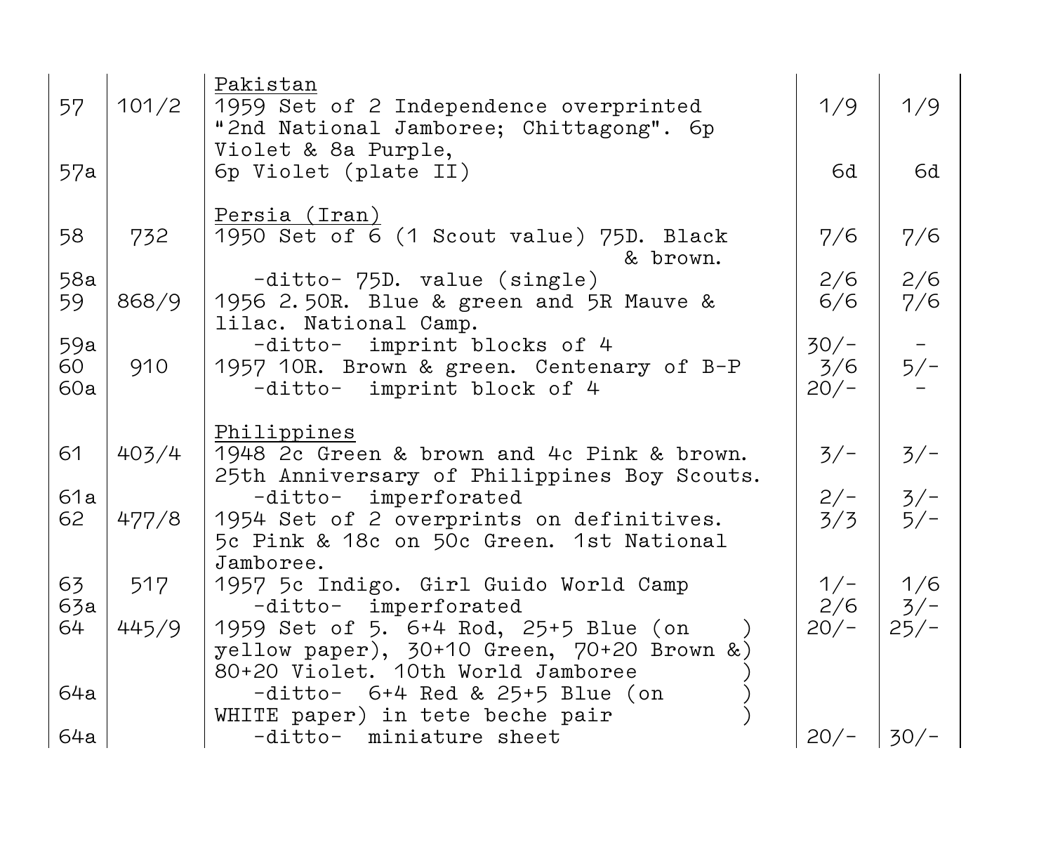| | | | | |
|---|---|---|---|---|
| | | Pakistan | | |
| 57 | 101/2 | 1959 Set of 2 Independence overprinted "2nd National Jamboree; Chittagong". 6p Violet & 8a Purple, | 1/9 | 1/9 |
| 57a | | 6p Violet (plate II) | 6d | 6d |
| | | Persia (Iran) | | |
| 58 | 732 | 1950 Set of 6 (1 Scout value) 75D. Black & brown. | 7/6 | 7/6 |
| 58a | | -ditto- 75D. value (single) | 2/6 | 2/6 |
| 59 | 868/9 | 1956 2.50R. Blue & green and 5R Mauve & lilac. National Camp. | 6/6 | 7/6 |
| 59a | | -ditto- imprint blocks of 4 | 30/- | - |
| 60 | 910 | 1957 10R. Brown & green. Centenary of B-P | 3/6 | 5/- |
| 60a | | -ditto- imprint block of 4 | 20/- | - |
| | | Philippines | | |
| 61 | 403/4 | 1948 2c Green & brown and 4c Pink & brown. 25th Anniversary of Philippines Boy Scouts. | 3/- | 3/- |
| 61a | | -ditto- imperforated | 2/- | 3/- |
| 62 | 477/8 | 1954 Set of 2 overprints on definitives. 5c Pink & 18c on 50c Green. 1st National Jamboree. | 3/3 | 5/- |
| 63 | 517 | 1957 5c Indigo. Girl Guido World Camp | 1/- | 1/6 |
| 63a | | -ditto- imperforated | 2/6 | 3/- |
| 64 | 445/9 | 1959 Set of 5. 6+4 Rod, 25+5 Blue (on yellow paper), 30+10 Green, 70+20 Brown & 80+20 Violet. 10th World Jamboree | 20/- | 25/- |
| 64a | | -ditto- 6+4 Red & 25+5 Blue (on WHITE paper) in tete beche pair | | |
| 64a | | -ditto- miniature sheet | 20/- | 30/- |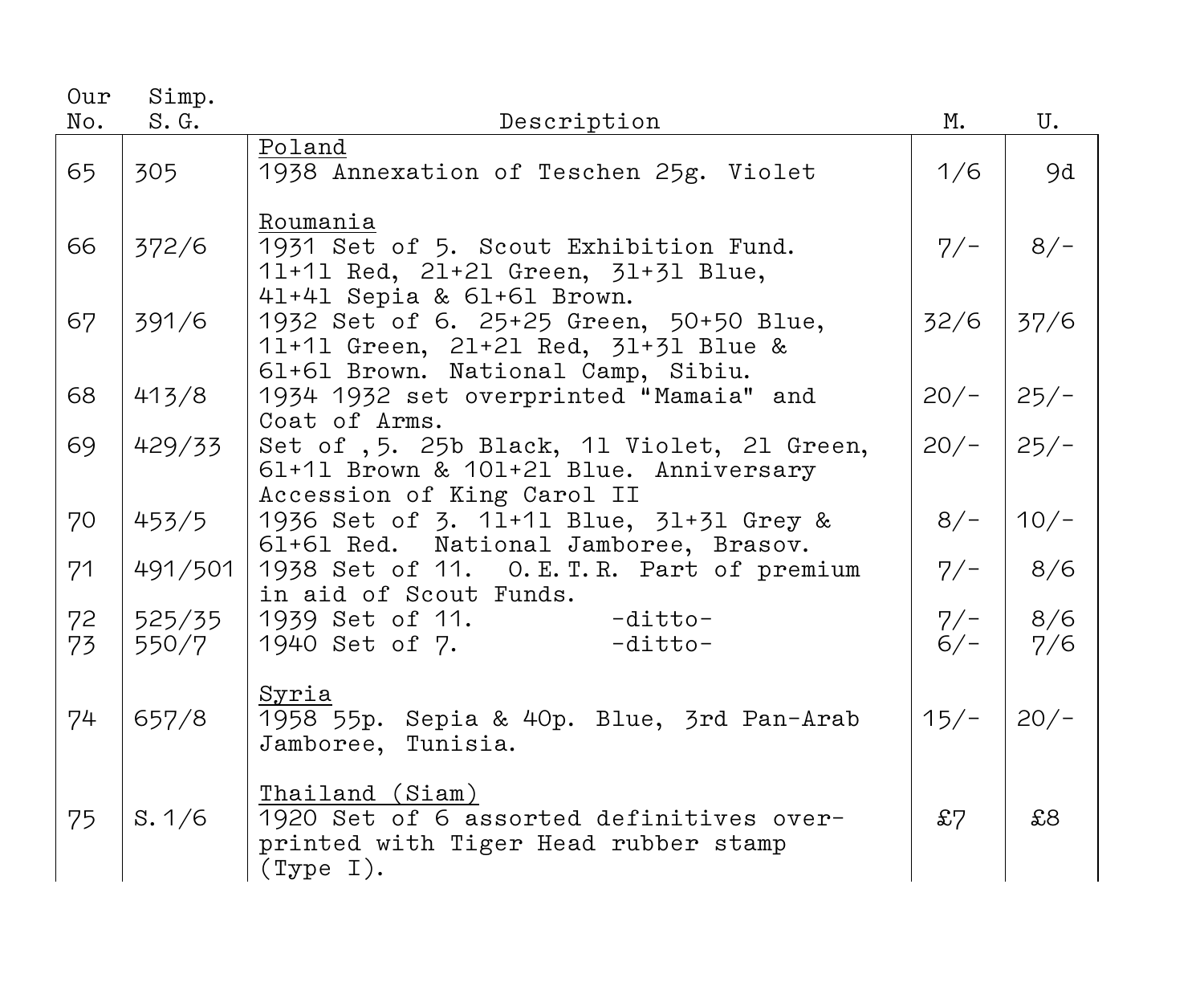| Our No. | Simp. S.G. | Description | M. | U. |
|---|---|---|---|---|
| | | <u>Poland</u> | | |
| 65 | 305 | 1938 Annexation of Teschen 25g. Violet | 1/6 | 9d |
| | | <u>Roumania</u> | | |
| 66 | 372/6 | 1931 Set of 5. Scout Exhibition Fund. 1l+1l Red, 2l+2l Green, 3l+3l Blue, 4l+4l Sepia & 6l+6l Brown. | 7/- | 8/- |
| 67 | 391/6 | 1932 Set of 6. 25+25 Green, 50+50 Blue, 1l+1l Green, 2l+2l Red, 3l+3l Blue & 6l+6l Brown. National Camp, Sibiu. | 32/6 | 37/6 |
| 68 | 413/8 | 1934 1932 set overprinted "Mamaia" and Coat of Arms. | 20/- | 25/- |
| 69 | 429/33 | Set of ,5. 25b Black, 1l Violet, 2l Green, 6l+1l Brown & 10l+2l Blue. Anniversary Accession of King Carol II | 20/- | 25/- |
| 70 | 453/5 | 1936 Set of 3. 1l+1l Blue, 3l+3l Grey & 6l+6l Red. National Jamboree, Brasov. | 8/- | 10/- |
| 71 | 491/501 | 1938 Set of 11. O.E.T.R. Part of premium in aid of Scout Funds. | 7/- | 8/6 |
| 72 | 525/35 | 1939 Set of 11. -ditto- | 7/- | 8/6 |
| 73 | 550/7 | 1940 Set of 7. -ditto- | 6/- | 7/6 |
| | | <u>Syria</u> | | |
| 74 | 657/8 | 1958 55p. Sepia & 40p. Blue, 3rd Pan-Arab Jamboree, Tunisia. | 15/- | 20/- |
| | | <u>Thailand (Siam)</u> | | |
| 75 | S.1/6 | 1920 Set of 6 assorted definitives overprinted with Tiger Head rubber stamp (Type I). | £7 | £8 |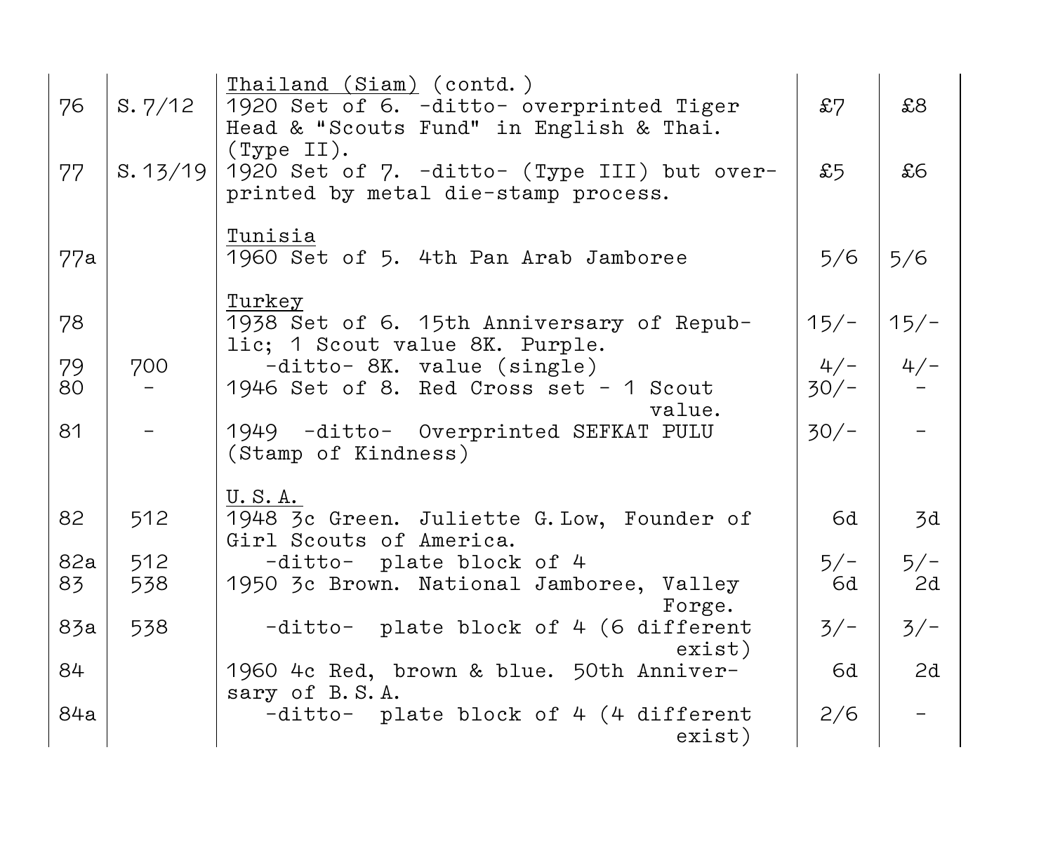| | | | | |
|---|---|---|---|---|
| | | <u>Thailand (Siam)</u> (contd.) | | |
| 76 | S.7/12 | 1920 Set of 6. -ditto- overprinted Tiger Head & "Scouts Fund" in English & Thai. (Type II). | £7 | £8 |
| 77 | S.13/19 | 1920 Set of 7. -ditto- (Type III) but overprinted by metal die-stamp process. | £5 | £6 |
| | | <u>Tunisia</u> | | |
| 77a | | 1960 Set of 5. 4th Pan Arab Jamboree | 5/6 | 5/6 |
| | | <u>Turkey</u> | | |
| 78 | | 1938 Set of 6. 15th Anniversary of Republic; 1 Scout value 8K. Purple. | 15/- | 15/- |
| 79 | 700 | -ditto- 8K. value (single) | 4/- | 4/- |
| 80 | - | 1946 Set of 8. Red Cross set - 1 Scout value. | 30/- | - |
| 81 | - | 1949 -ditto- Overprinted SEFKAT PULU (Stamp of Kindness) | 30/- | - |
| | | <u>U.S.A.</u> | | |
| 82 | 512 | 1948 3c Green. Juliette G.Low, Founder of Girl Scouts of America. | 6d | 3d |
| 82a | 512 | -ditto- plate block of 4 | 5/- | 5/- |
| 83 | 538 | 1950 3c Brown. National Jamboree, Valley Forge. | 6d | 2d |
| 83a | 538 | -ditto- plate block of 4 (6 different exist) | 3/- | 3/- |
| 84 | | 1960 4c Red, brown & blue. 50th Anniversary of B.S.A. | 6d | 2d |
| 84a | | -ditto- plate block of 4 (4 different exist) | 2/6 | - |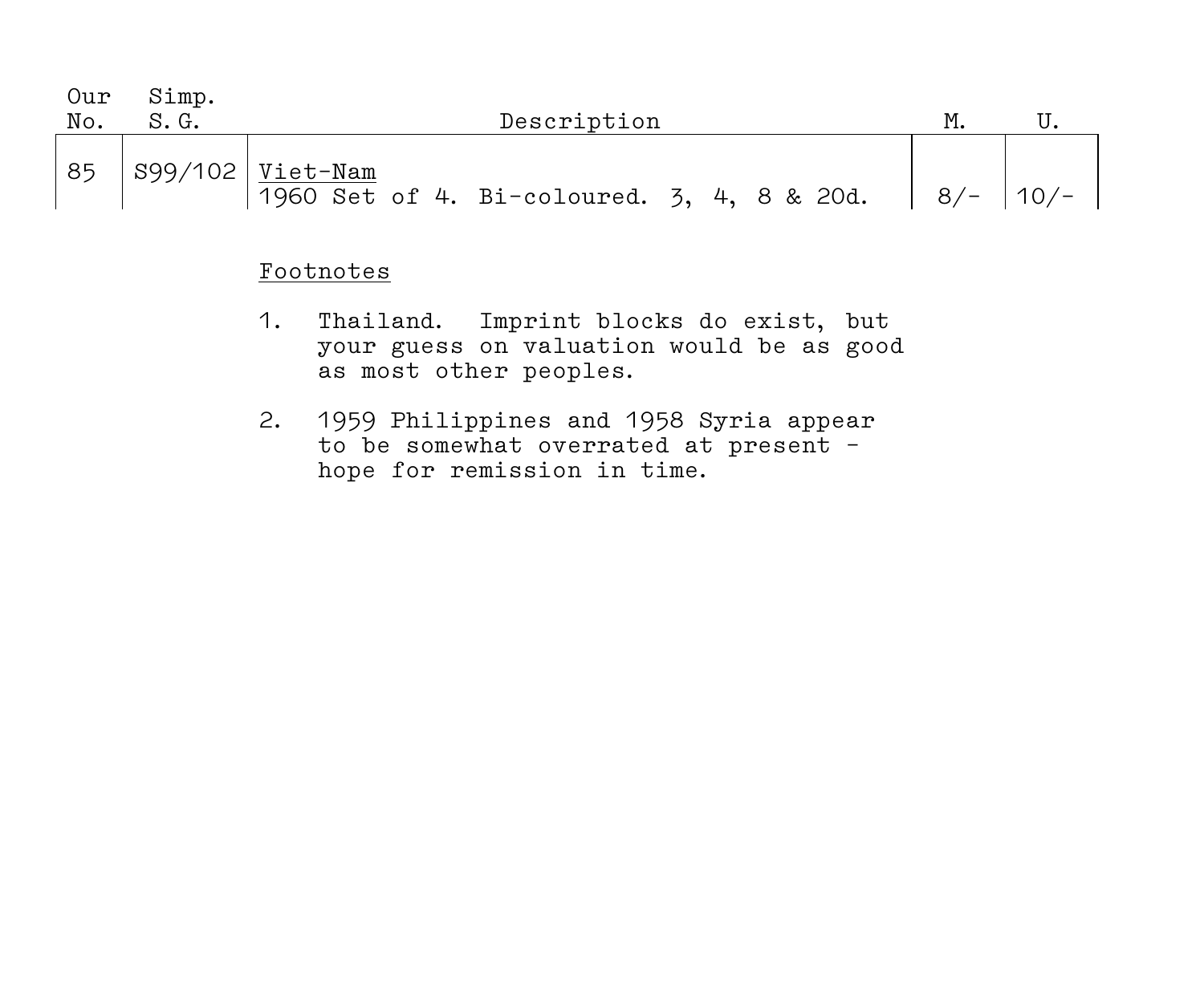| Our No. | Simp. S.G. | Description | M. | U. |
|---|---|---|---|---|
| 85 | S99/102 | <u>Viet-Nam</u> 1960 Set of 4. Bi-coloured. 3, 4, 8 & 20d. | 8/- | 10/- |

<u>Footnotes</u>

1. Thailand. Imprint blocks do exist, but your guess on valuation would be as good as most other peoples.

2. 1959 Philippines and 1958 Syria appear to be somewhat overrated at present - hope for remission in time.